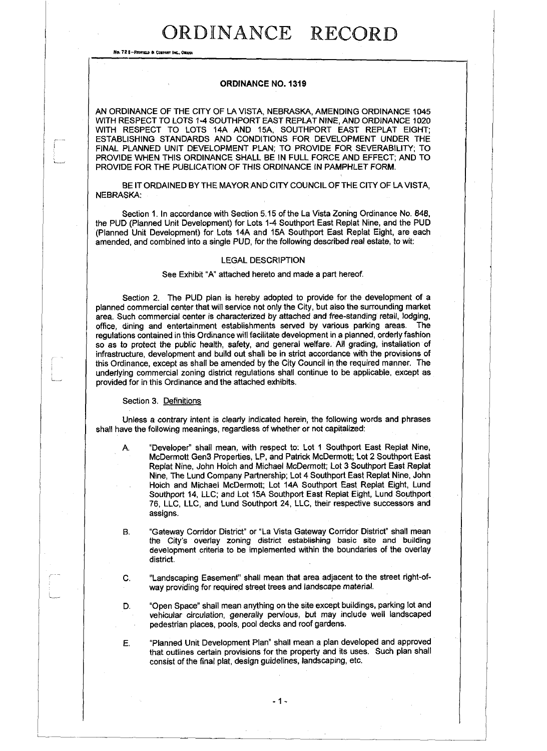# ORDINANCE RECORD

No. 72 8—Redfield & Company Inc., Omaha

## ORDINANCE NO. 1319

AN ORDINANCE OF THE CITY OF LA VISTA, NEBRASKA, AMENDING ORDINANCE 1045 WITH RESPECT TO LOTS 1-4 SOUTHPORT EAST REPLAT NINE, AND ORDINANCE 1020 WITH RESPECT TO LOTS 14A AND 15A, SOUTHPORT EAST REPLAT EIGHT; ESTABLISHING STANDARDS AND CONDITIONS FOR DEVELOPMENT UNDER THE FINAL PLANNED UNIT DEVELOPMENT PLAN; TO PROVIDE FOR SEVERABILITY; TO PROVIDE WHEN THIS ORDINANCE SHALL BE IN FULL FORCE AND EFFECT; AND TO PROVIDE FOR THE PUBLICATION OF THIS ORDINANCE IN PAMPHLET FORM.

BE IT ORDAINED BY THE MAYOR AND CITY COUNCIL OF THE CITY OF LA VISTA, NEBRASKA:

Section 1. In accordance with Section 5.15 of the La Vista Zoning Ordinance No. 848, the PUD (Planned Unit Development) for Lots 1-4 Southport East Replat Nine, and the PUD (Planned Unit Development) for Lots 14A and 15A Southport East Replat Eight, are each amended, and combined into a single PUD, for the following described real estate, to wit:

LEGAL DESCRIPTION

See Exhibit "A" attached hereto and made a part hereof.

Section 2. The PUD plan is hereby adopted to provide for the development of a planned commercial center that will service not only the City, but also the surrounding market area. Such commercial center is characterized by attached and free-standing retail, lodging, office, dining and entertainment establishments served by various parking areas. The regulations contained in this Ordinance will facilitate development in a planned, orderly fashion so as to protect the public health, safety, and general welfare. All grading, installation of infrastructure, development and build out shall be in strict accordance with the provisions of this Ordinance, except as shall be amended by the City Council in the required manner. The underlying commercial zoning district regulations shall continue to be applicable, except as provided for in this Ordinance and the attached exhibits.

Section 3. Definitions

Unless a contrary intent is clearly indicated herein, the following words and phrases shall have the following meanings, regardless of whether or not capitalized:

A. "Developer" shall mean, with respect to: Lot 1 Southport East Replat Nine, McDermott Gen3 Properties, LP, and Patrick McDermott; Lot 2 Southport East Replat Nine, John Hoich and Michael McDermott; Lot 3 Southport East Replat Nine, The Lund Company Partnership; Lot 4 Southport East Replat Nine, John Hoich and Michael McDermott; Lot 14A Southport East Replat Eight, Lund Southport 14, LLC; and Lot 15A Southport East Replat Eight, Lund Southport 76, LLC, LLC, and Lund Southport 24, LLC, their respective successors and assigns.

B. "Gateway Corridor District" or "La Vista Gateway Corridor District" shall mean the City's overlay zoning district establishing basic site and building development criteria to be implemented within the boundaries of the overlay district.

C. "Landscaping Easement" shall mean that area adjacent to the street right-of-way providing for required street trees and landscape material.

D. "Open Space" shall mean anything on the site except buildings, parking lot and vehicular circulation, generally pervious, but may include well landscaped pedestrian places, pools, pool decks and roof gardens.

E. "Planned Unit Development Plan" shall mean a plan developed and approved that outlines certain provisions for the property and its uses. Such plan shall consist of the final plat, design guidelines, landscaping, etc.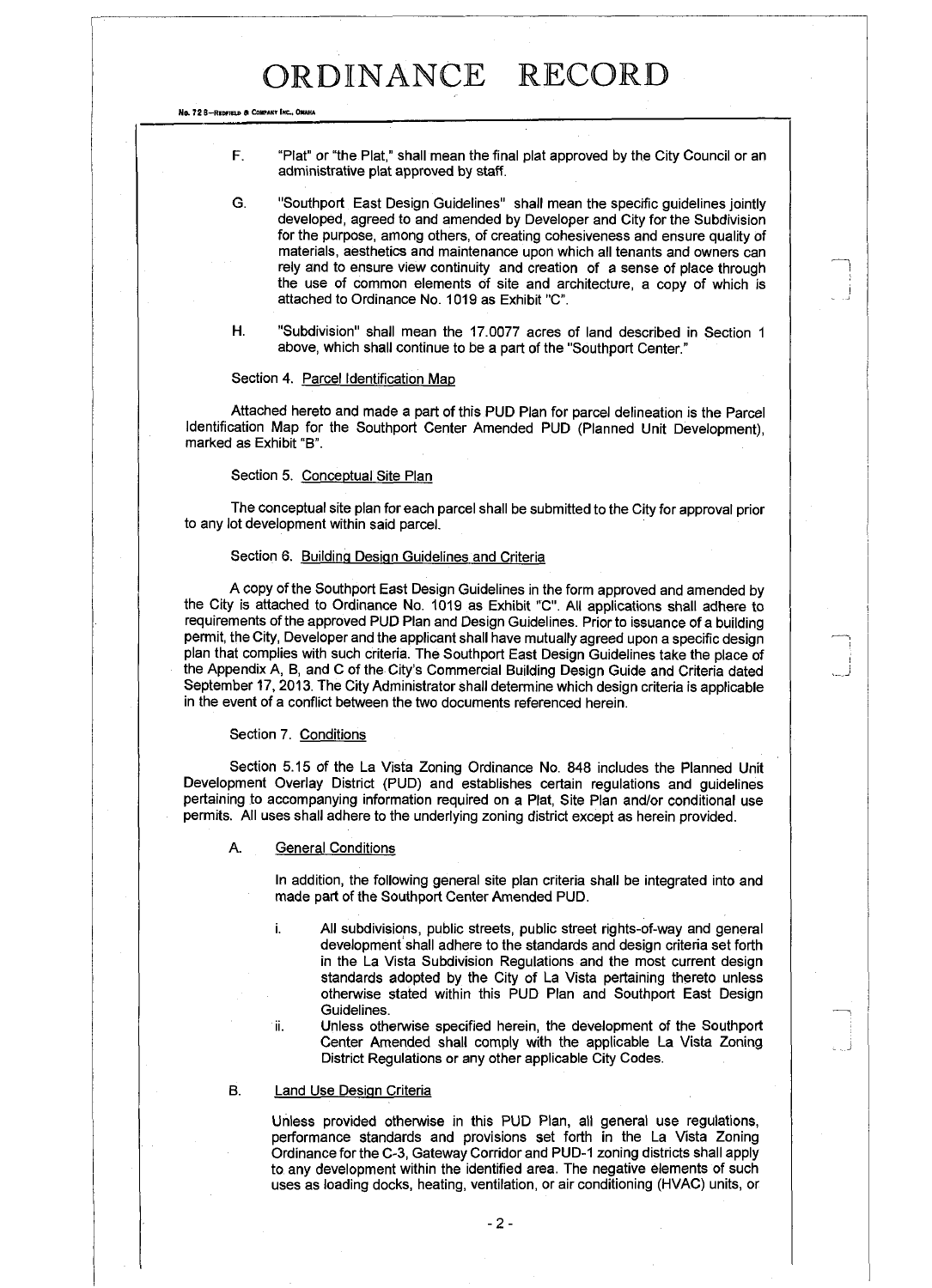F. "Plat" or "the Plat," shall mean the final plat approved by the City Council or an administrative plat approved by staff.

G. "Southport East Design Guidelines" shall mean the specific guidelines jointly developed, agreed to and amended by Developer and City for the Subdivision for the purpose, among others, of creating cohesiveness and ensure quality of materials, aesthetics and maintenance upon which all tenants and owners can rely and to ensure view continuity and creation of a sense of place through the use of common elements of site and architecture, a copy of which is attached to Ordinance No. 1019 as Exhibit "C".

H. "Subdivision" shall mean the 17.0077 acres of land described in Section 1 above, which shall continue to be a part of the "Southport Center."

Section 4. Parcel Identification Map

Attached hereto and made a part of this PUD Plan for parcel delineation is the Parcel Identification Map for the Southport Center Amended PUD (Planned Unit Development), marked as Exhibit "B".

Section 5. Conceptual Site Plan

The conceptual site plan for each parcel shall be submitted to the City for approval prior to any lot development within said parcel.

Section 6. Building Design Guidelines and Criteria

A copy of the Southport East Design Guidelines in the form approved and amended by the City is attached to Ordinance No. 1019 as Exhibit "C". All applications shall adhere to requirements of the approved PUD Plan and Design Guidelines. Prior to issuance of a building permit, the City, Developer and the applicant shall have mutually agreed upon a specific design plan that complies with such criteria. The Southport East Design Guidelines take the place of the Appendix A, B, and C of the City's Commercial Building Design Guide and Criteria dated September 17, 2013. The City Administrator shall determine which design criteria is applicable in the event of a conflict between the two documents referenced herein.

Section 7. Conditions

Section 5.15 of the La Vista Zoning Ordinance No. 848 includes the Planned Unit Development Overlay District (PUD) and establishes certain regulations and guidelines pertaining to accompanying information required on a Plat, Site Plan and/or conditional use permits. All uses shall adhere to the underlying zoning district except as herein provided.

A. General Conditions

In addition, the following general site plan criteria shall be integrated into and made part of the Southport Center Amended PUD.

i. All subdivisions, public streets, public street rights-of-way and general development shall adhere to the standards and design criteria set forth in the La Vista Subdivision Regulations and the most current design standards adopted by the City of La Vista pertaining thereto unless otherwise stated within this PUD Plan and Southport East Design Guidelines.

ii. Unless otherwise specified herein, the development of the Southport Center Amended shall comply with the applicable La Vista Zoning District Regulations or any other applicable City Codes.

B. Land Use Design Criteria

Unless provided otherwise in this PUD Plan, all general use regulations, performance standards and provisions set forth in the La Vista Zoning Ordinance for the C-3, Gateway Corridor and PUD-1 zoning districts shall apply to any development within the identified area. The negative elements of such uses as loading docks, heating, ventilation, or air conditioning (HVAC) units, or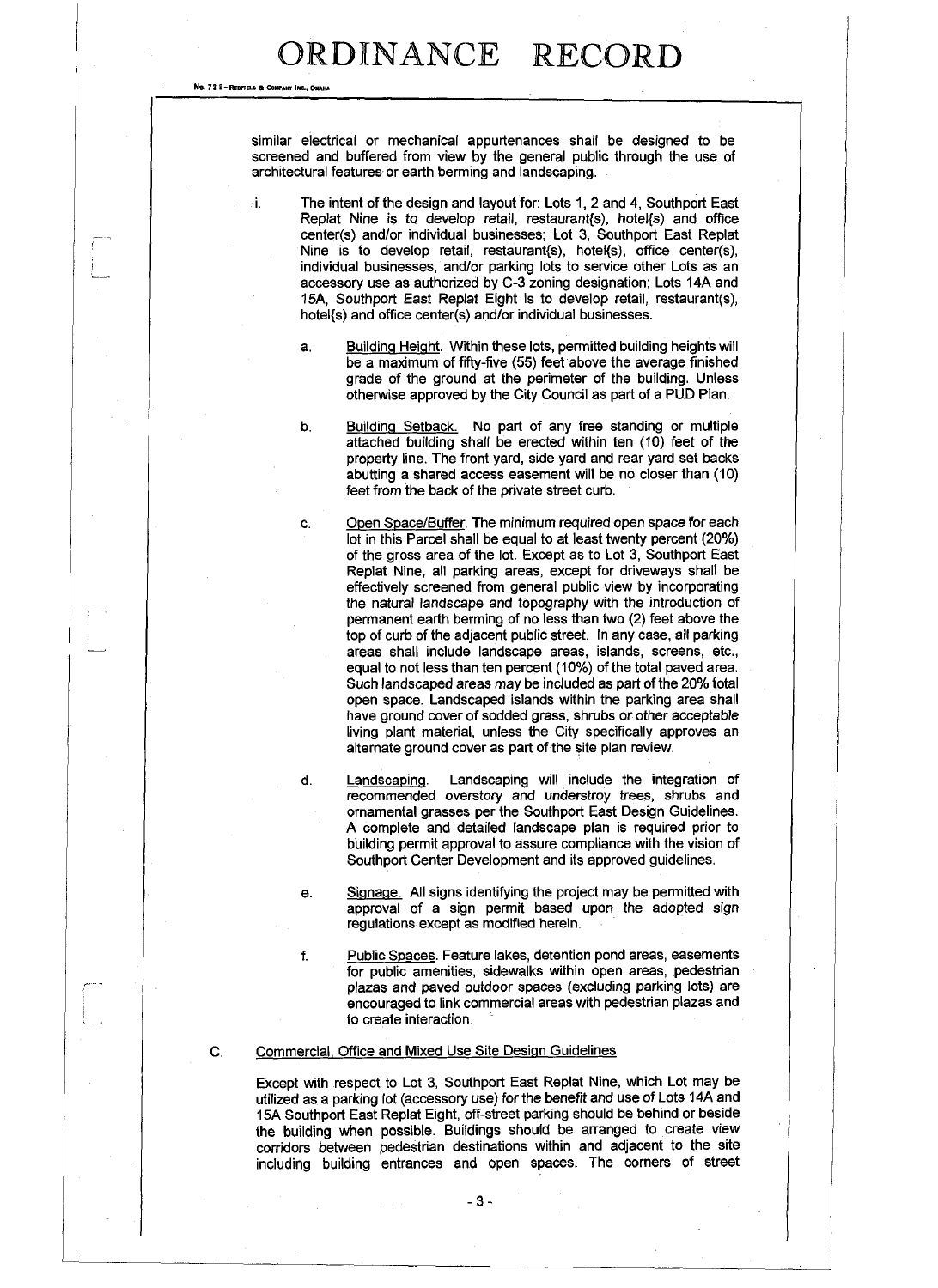similar electrical or mechanical appurtenances shall be designed to be screened and buffered from view by the general public through the use of architectural features or earth berming and landscaping.

i. The intent of the design and layout for: Lots 1, 2 and 4, Southport East Replat Nine is to develop retail, restaurant(s), hotel(s) and office center(s) and/or individual businesses; Lot 3, Southport East Replat Nine is to develop retail, restaurant(s), hotel(s), office center(s), individual businesses, and/or parking lots to service other Lots as an accessory use as authorized by C-3 zoning designation; Lots 14A and 15A, Southport East Replat Eight is to develop retail, restaurant(s), hotel(s) and office center(s) and/or individual businesses.

   a. Building Height. Within these lots, permitted building heights will be a maximum of fifty-five (55) feet above the average finished grade of the ground at the perimeter of the building. Unless otherwise approved by the City Council as part of a PUD Plan.

   b. Building Setback. No part of any free standing or multiple attached building shall be erected within ten (10) feet of the property line. The front yard, side yard and rear yard set backs abutting a shared access easement will be no closer than (10) feet from the back of the private street curb.

   c. Open Space/Buffer. The minimum required open space for each lot in this Parcel shall be equal to at least twenty percent (20%) of the gross area of the lot. Except as to Lot 3, Southport East Replat Nine, all parking areas, except for driveways shall be effectively screened from general public view by incorporating the natural landscape and topography with the introduction of permanent earth berming of no less than two (2) feet above the top of curb of the adjacent public street. In any case, all parking areas shall include landscape areas, islands, screens, etc., equal to not less than ten percent (10%) of the total paved area. Such landscaped areas may be included as part of the 20% total open space. Landscaped islands within the parking area shall have ground cover of sodded grass, shrubs or other acceptable living plant material, unless the City specifically approves an alternate ground cover as part of the site plan review.

   d. Landscaping. Landscaping will include the integration of recommended overstory and understroy trees, shrubs and ornamental grasses per the Southport East Design Guidelines. A complete and detailed landscape plan is required prior to building permit approval to assure compliance with the vision of Southport Center Development and its approved guidelines.

   e. Signage. All signs identifying the project may be permitted with approval of a sign permit based upon the adopted sign regulations except as modified herein.

   f. Public Spaces. Feature lakes, detention pond areas, easements for public amenities, sidewalks within open areas, pedestrian plazas and paved outdoor spaces (excluding parking lots) are encouraged to link commercial areas with pedestrian plazas and to create interaction.

C. Commercial, Office and Mixed Use Site Design Guidelines

Except with respect to Lot 3, Southport East Replat Nine, which Lot may be utilized as a parking lot (accessory use) for the benefit and use of Lots 14A and 15A Southport East Replat Eight, off-street parking should be behind or beside the building when possible. Buildings should be arranged to create view corridors between pedestrian destinations within and adjacent to the site including building entrances and open spaces. The corners of street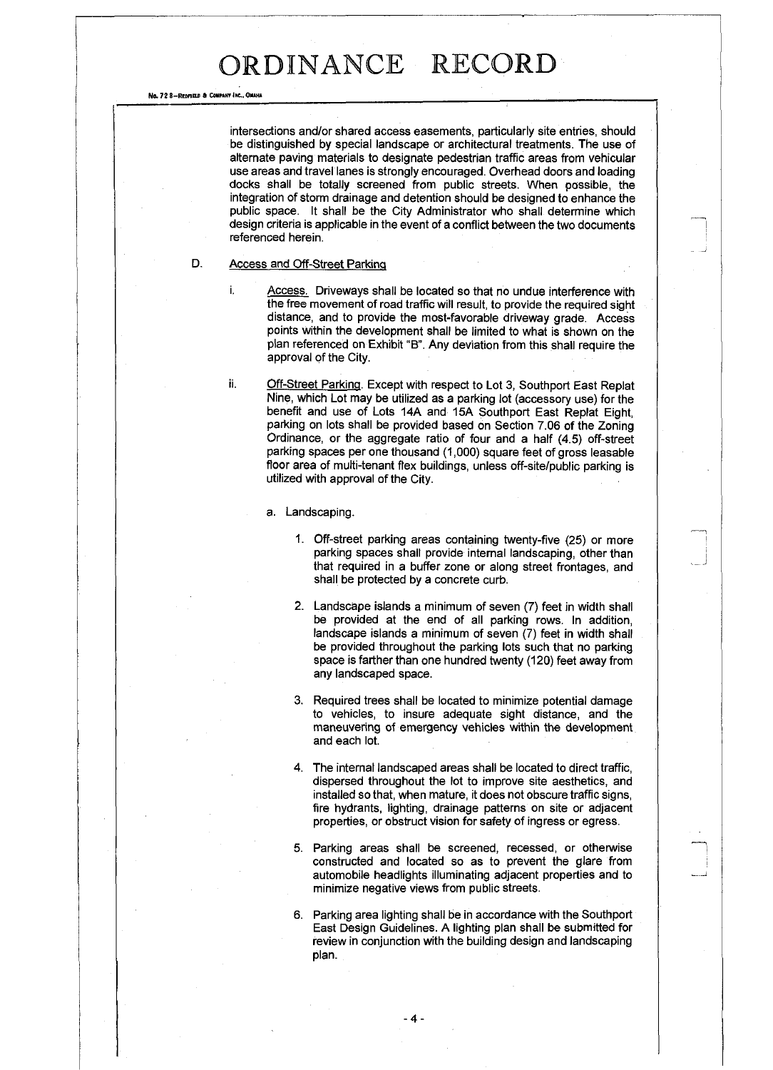intersections and/or shared access easements, particularly site entries, should be distinguished by special landscape or architectural treatments. The use of alternate paving materials to designate pedestrian traffic areas from vehicular use areas and travel lanes is strongly encouraged. Overhead doors and loading docks shall be totally screened from public streets. When possible, the integration of storm drainage and detention should be designed to enhance the public space. It shall be the City Administrator who shall determine which design criteria is applicable in the event of a conflict between the two documents referenced herein.

D. <u>Access and Off-Street Parking</u>

i. <u>Access.</u> Driveways shall be located so that no undue interference with the free movement of road traffic will result, to provide the required sight distance, and to provide the most-favorable driveway grade. Access points within the development shall be limited to what is shown on the plan referenced on Exhibit "B". Any deviation from this shall require the approval of the City.

ii. <u>Off-Street Parking</u>. Except with respect to Lot 3, Southport East Replat Nine, which Lot may be utilized as a parking lot (accessory use) for the benefit and use of Lots 14A and 15A Southport East Replat Eight, parking on lots shall be provided based on Section 7.06 of the Zoning Ordinance, or the aggregate ratio of four and a half (4.5) off-street parking spaces per one thousand (1,000) square feet of gross leasable floor area of multi-tenant flex buildings, unless off-site/public parking is utilized with approval of the City.

a. Landscaping.

1. Off-street parking areas containing twenty-five (25) or more parking spaces shall provide internal landscaping, other than that required in a buffer zone or along street frontages, and shall be protected by a concrete curb.

2. Landscape islands a minimum of seven (7) feet in width shall be provided at the end of all parking rows. In addition, landscape islands a minimum of seven (7) feet in width shall be provided throughout the parking lots such that no parking space is farther than one hundred twenty (120) feet away from any landscaped space.

3. Required trees shall be located to minimize potential damage to vehicles, to insure adequate sight distance, and the maneuvering of emergency vehicles within the development and each lot.

4. The internal landscaped areas shall be located to direct traffic, dispersed throughout the lot to improve site aesthetics, and installed so that, when mature, it does not obscure traffic signs, fire hydrants, lighting, drainage patterns on site or adjacent properties, or obstruct vision for safety of ingress or egress.

5. Parking areas shall be screened, recessed, or otherwise constructed and located so as to prevent the glare from automobile headlights illuminating adjacent properties and to minimize negative views from public streets.

6. Parking area lighting shall be in accordance with the Southport East Design Guidelines. A lighting plan shall be submitted for review in conjunction with the building design and landscaping plan.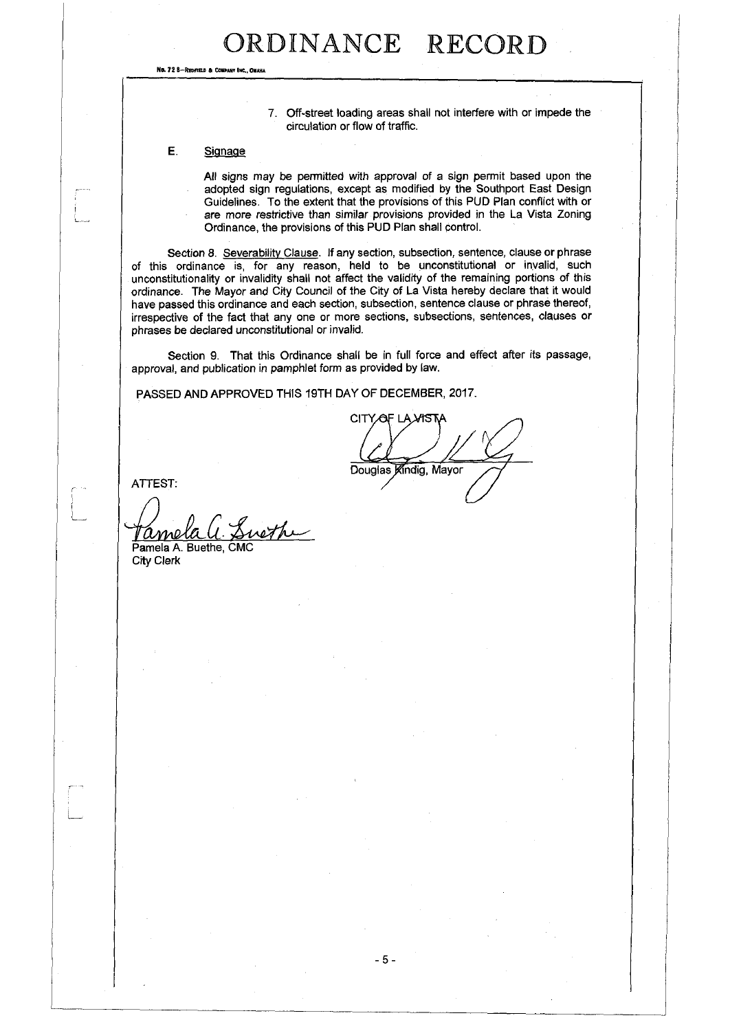7. Off-street loading areas shall not interfere with or impede the circulation or flow of traffic.

**E. Signage**

All signs may be permitted with approval of a sign permit based upon the adopted sign regulations, except as modified by the Southport East Design Guidelines. To the extent that the provisions of this PUD Plan conflict with or are more restrictive than similar provisions provided in the La Vista Zoning Ordinance, the provisions of this PUD Plan shall control.

Section 8. Severability Clause. If any section, subsection, sentence, clause or phrase of this ordinance is, for any reason, held to be unconstitutional or invalid, such unconstitutionality or invalidity shall not affect the validity of the remaining portions of this ordinance. The Mayor and City Council of the City of La Vista hereby declare that it would have passed this ordinance and each section, subsection, sentence clause or phrase thereof, irrespective of the fact that any one or more sections, subsections, sentences, clauses or phrases be declared unconstitutional or invalid.

Section 9. That this Ordinance shall be in full force and effect after its passage, approval, and publication in pamphlet form as provided by law.

PASSED AND APPROVED THIS 19TH DAY OF DECEMBER, 2017.

CITY OF LA VISTA

Douglas Kindig, Mayor

ATTEST:

Pamela A. Buethe, CMC
City Clerk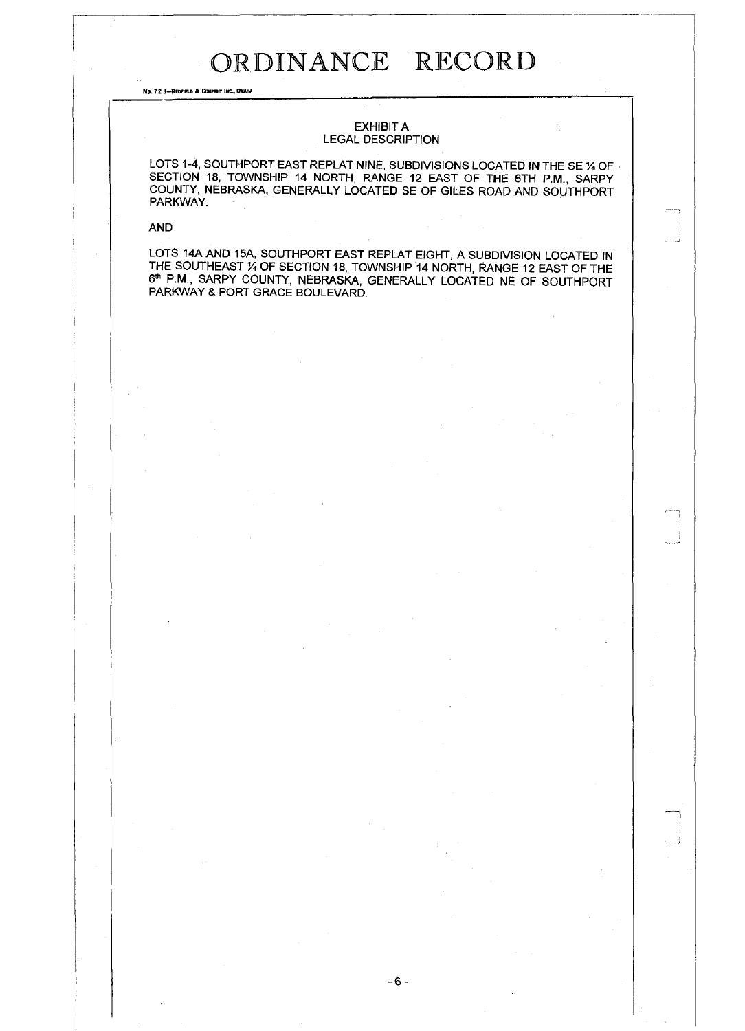# ORDINANCE RECORD

## EXHIBIT A
## LEGAL DESCRIPTION

LOTS 1-4, SOUTHPORT EAST REPLAT NINE, SUBDIVISIONS LOCATED IN THE SE ¼ OF SECTION 18, TOWNSHIP 14 NORTH, RANGE 12 EAST OF THE 6TH P.M., SARPY COUNTY, NEBRASKA, GENERALLY LOCATED SE OF GILES ROAD AND SOUTHPORT PARKWAY.

AND

LOTS 14A AND 15A, SOUTHPORT EAST REPLAT EIGHT, A SUBDIVISION LOCATED IN THE SOUTHEAST ¼ OF SECTION 18, TOWNSHIP 14 NORTH, RANGE 12 EAST OF THE 6th P.M., SARPY COUNTY, NEBRASKA, GENERALLY LOCATED NE OF SOUTHPORT PARKWAY & PORT GRACE BOULEVARD.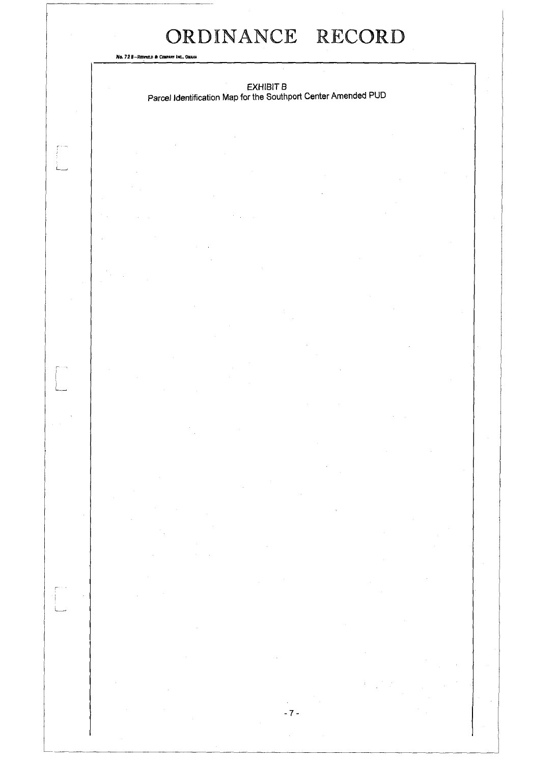# ORDINANCE RECORD

No. 72 8—Redfield & Company Inc., Omaha

EXHIBIT B

Parcel Identification Map for the Southport Center Amended PUD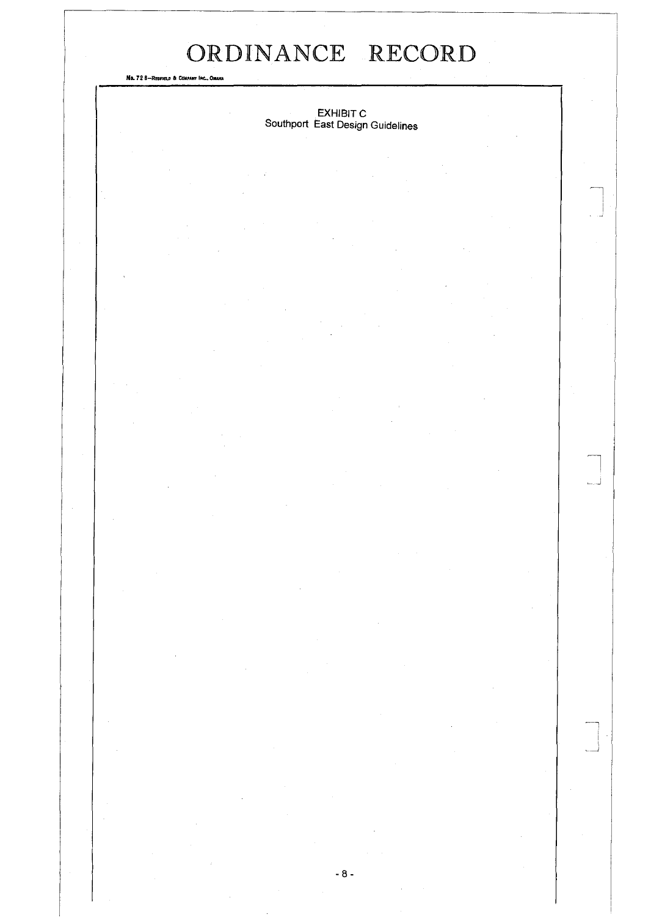EXHIBIT C
Southport East Design Guidelines